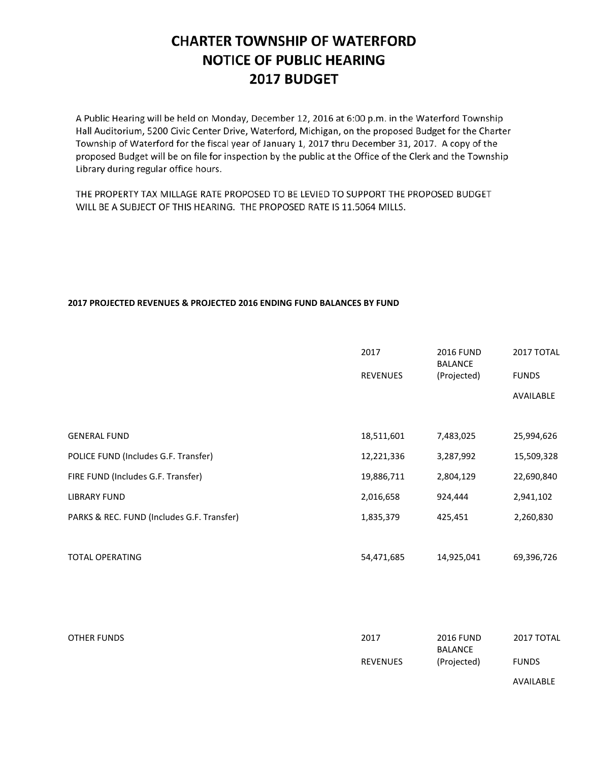# CHARTER TOWNSHIP OF WATERFORD
# NOTICE OF PUBLIC HEARING
# 2017 BUDGET

A Public Hearing will be held on Monday, December 12, 2016 at 6:00 p.m. in the Waterford Township Hall Auditorium, 5200 Civic Center Drive, Waterford, Michigan, on the proposed Budget for the Charter Township of Waterford for the fiscal year of January 1, 2017 thru December 31, 2017. A copy of the proposed Budget will be on file for inspection by the public at the Office of the Clerk and the Township Library during regular office hours.

THE PROPERTY TAX MILLAGE RATE PROPOSED TO BE LEVIED TO SUPPORT THE PROPOSED BUDGET WILL BE A SUBJECT OF THIS HEARING. THE PROPOSED RATE IS 11.5064 MILLS.

**2017 PROJECTED REVENUES & PROJECTED 2016 ENDING FUND BALANCES BY FUND**

| | 2017 REVENUES | 2016 FUND BALANCE (Projected) | 2017 TOTAL FUNDS AVAILABLE |
|---|---|---|---|
| GENERAL FUND | 18,511,601 | 7,483,025 | 25,994,626 |
| POLICE FUND (Includes G.F. Transfer) | 12,221,336 | 3,287,992 | 15,509,328 |
| FIRE FUND (Includes G.F. Transfer) | 19,886,711 | 2,804,129 | 22,690,840 |
| LIBRARY FUND | 2,016,658 | 924,444 | 2,941,102 |
| PARKS & REC. FUND (Includes G.F. Transfer) | 1,835,379 | 425,451 | 2,260,830 |
| TOTAL OPERATING | 54,471,685 | 14,925,041 | 69,396,726 |

| OTHER FUNDS | 2017 REVENUES | 2016 FUND BALANCE (Projected) | 2017 TOTAL FUNDS AVAILABLE |
|---|---|---|---|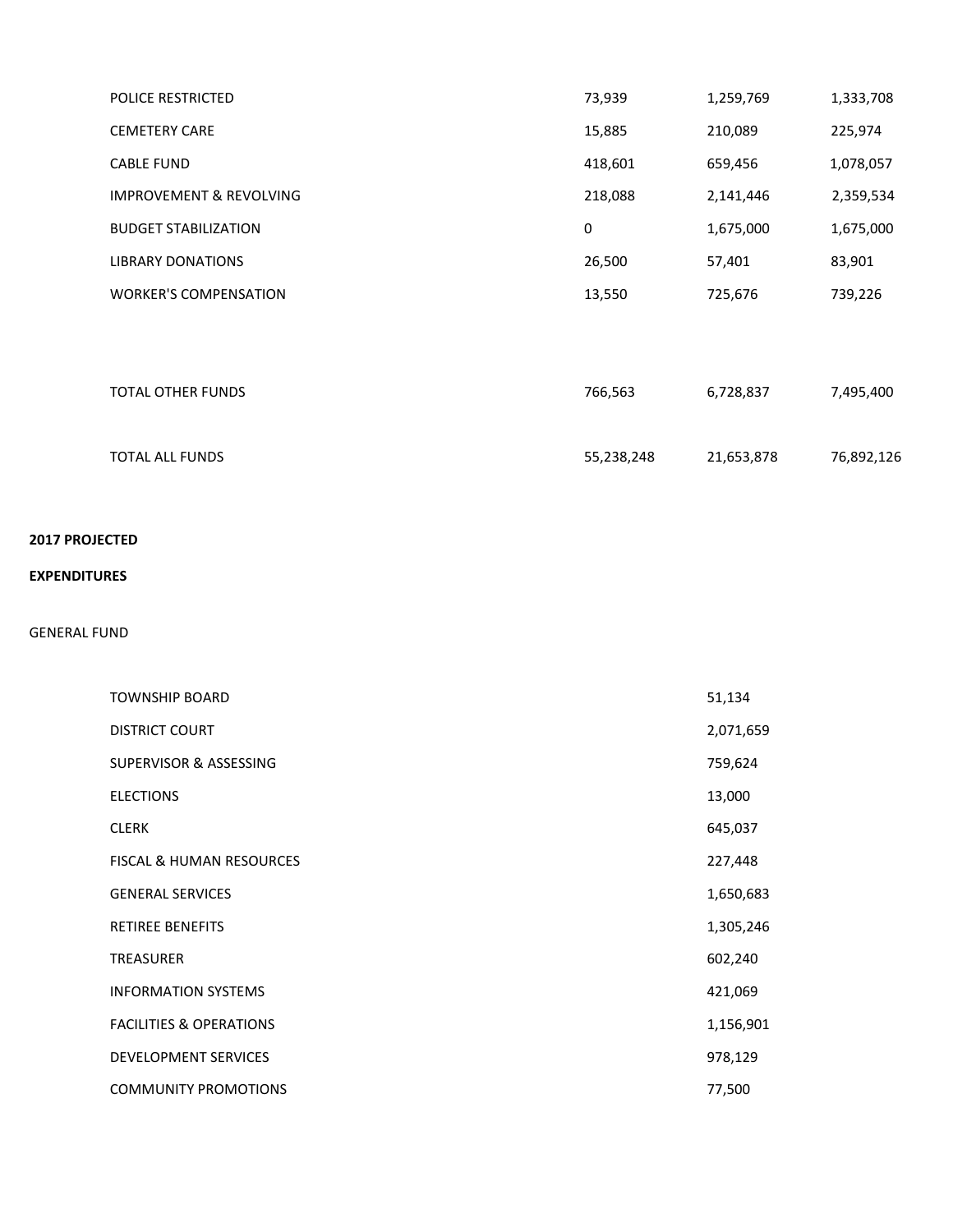| | | | |
|---|---|---|---|
| POLICE RESTRICTED | 73,939 | 1,259,769 | 1,333,708 |
| CEMETERY CARE | 15,885 | 210,089 | 225,974 |
| CABLE FUND | 418,601 | 659,456 | 1,078,057 |
| IMPROVEMENT & REVOLVING | 218,088 | 2,141,446 | 2,359,534 |
| BUDGET STABILIZATION | 0 | 1,675,000 | 1,675,000 |
| LIBRARY DONATIONS | 26,500 | 57,401 | 83,901 |
| WORKER'S COMPENSATION | 13,550 | 725,676 | 739,226 |
| | | | |
| TOTAL OTHER FUNDS | 766,563 | 6,728,837 | 7,495,400 |
| | | | |
| TOTAL ALL FUNDS | 55,238,248 | 21,653,878 | 76,892,126 |

**2017 PROJECTED**

**EXPENDITURES**

GENERAL FUND

| | |
|---|---|
| TOWNSHIP BOARD | 51,134 |
| DISTRICT COURT | 2,071,659 |
| SUPERVISOR & ASSESSING | 759,624 |
| ELECTIONS | 13,000 |
| CLERK | 645,037 |
| FISCAL & HUMAN RESOURCES | 227,448 |
| GENERAL SERVICES | 1,650,683 |
| RETIREE BENEFITS | 1,305,246 |
| TREASURER | 602,240 |
| INFORMATION SYSTEMS | 421,069 |
| FACILITIES & OPERATIONS | 1,156,901 |
| DEVELOPMENT SERVICES | 978,129 |
| COMMUNITY PROMOTIONS | 77,500 |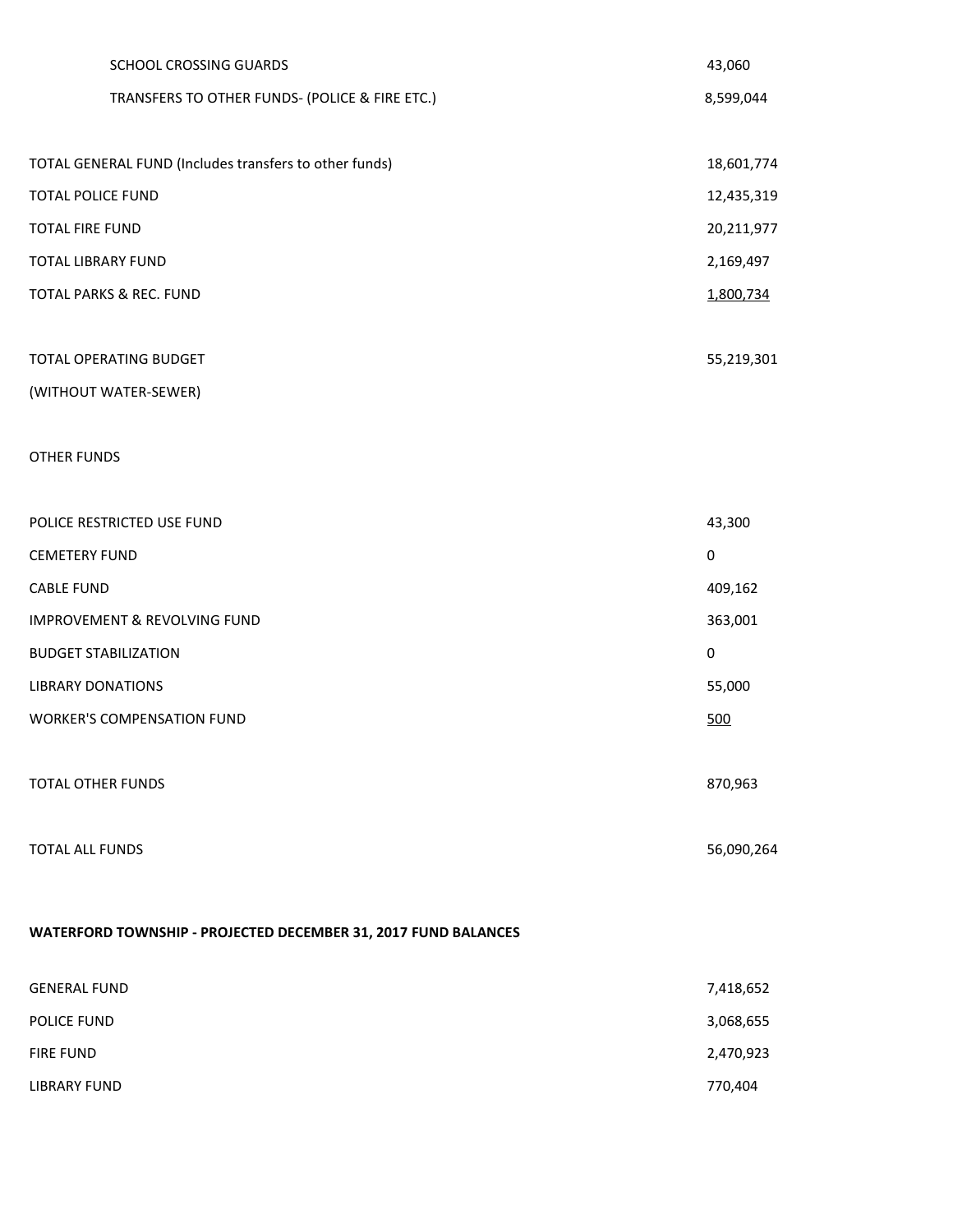| | |
|---|---|
| SCHOOL CROSSING GUARDS | 43,060 |
| TRANSFERS TO OTHER FUNDS- (POLICE & FIRE ETC.) | 8,599,044 |
| | |
| TOTAL GENERAL FUND (Includes transfers to other funds) | 18,601,774 |
| TOTAL POLICE FUND | 12,435,319 |
| TOTAL FIRE FUND | 20,211,977 |
| TOTAL LIBRARY FUND | 2,169,497 |
| TOTAL PARKS & REC. FUND | 1,800,734 |
| | |
| TOTAL OPERATING BUDGET | 55,219,301 |
| (WITHOUT WATER-SEWER) | |
| | |
| OTHER FUNDS | |
| | |
| POLICE RESTRICTED USE FUND | 43,300 |
| CEMETERY FUND | 0 |
| CABLE FUND | 409,162 |
| IMPROVEMENT & REVOLVING FUND | 363,001 |
| BUDGET STABILIZATION | 0 |
| LIBRARY DONATIONS | 55,000 |
| WORKER'S COMPENSATION FUND | 500 |
| | |
| TOTAL OTHER FUNDS | 870,963 |
| | |
| TOTAL ALL FUNDS | 56,090,264 |

**WATERFORD TOWNSHIP - PROJECTED DECEMBER 31, 2017 FUND BALANCES**

| | |
|---|---|
| GENERAL FUND | 7,418,652 |
| POLICE FUND | 3,068,655 |
| FIRE FUND | 2,470,923 |
| LIBRARY FUND | 770,404 |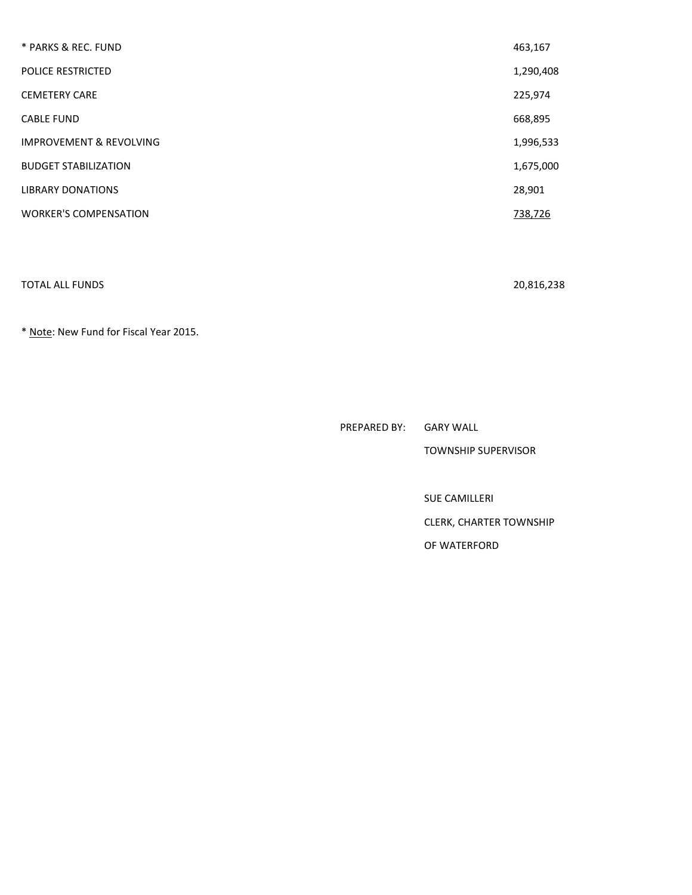| | |
|---|---|
| * PARKS & REC. FUND | 463,167 |
| POLICE RESTRICTED | 1,290,408 |
| CEMETERY CARE | 225,974 |
| CABLE FUND | 668,895 |
| IMPROVEMENT & REVOLVING | 1,996,533 |
| BUDGET STABILIZATION | 1,675,000 |
| LIBRARY DONATIONS | 28,901 |
| WORKER'S COMPENSATION | 738,726 |
| TOTAL ALL FUNDS | 20,816,238 |

* Note: New Fund for Fiscal Year 2015.

PREPARED BY: GARY WALL
TOWNSHIP SUPERVISOR

SUE CAMILLERI
CLERK, CHARTER TOWNSHIP
OF WATERFORD